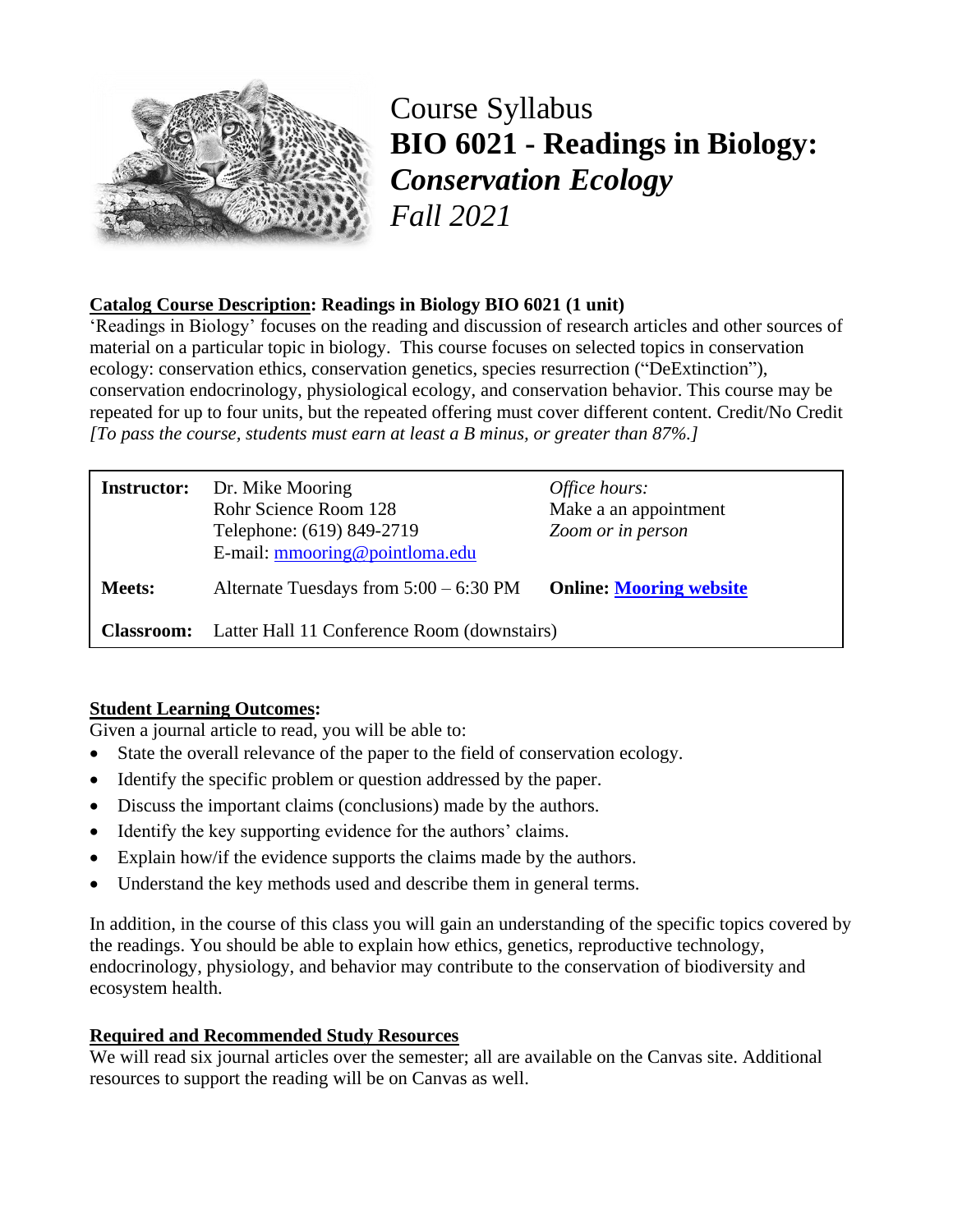# Course Syllabus
# BIO 6021 - Readings in Biology: *Conservation Ecology*
## *Fall 2021*

**Catalog Course Description: Readings in Biology BIO 6021 (1 unit)**
'Readings in Biology' focuses on the reading and discussion of research articles and other sources of material on a particular topic in biology. This course focuses on selected topics in conservation ecology: conservation ethics, conservation genetics, species resurrection ("DeExtinction"), conservation endocrinology, physiological ecology, and conservation behavior. This course may be repeated for up to four units, but the repeated offering must cover different content. Credit/No Credit *[To pass the course, students must earn at least a B minus, or greater than 87%.]*

| | | |
|---|---|---|
| **Instructor:** | Dr. Mike Mooring<br>Rohr Science Room 128<br>Telephone: (619) 849-2719<br>E-mail: mmooring@pointloma.edu | *Office hours:*<br>Make a an appointment<br>*Zoom or in person* |
| **Meets:** | Alternate Tuesdays from 5:00 – 6:30 PM | **Online: Mooring website** |
| **Classroom:** | Latter Hall 11 Conference Room (downstairs) | |

**Student Learning Outcomes:**
Given a journal article to read, you will be able to:

- State the overall relevance of the paper to the field of conservation ecology.
- Identify the specific problem or question addressed by the paper.
- Discuss the important claims (conclusions) made by the authors.
- Identify the key supporting evidence for the authors' claims.
- Explain how/if the evidence supports the claims made by the authors.
- Understand the key methods used and describe them in general terms.

In addition, in the course of this class you will gain an understanding of the specific topics covered by the readings. You should be able to explain how ethics, genetics, reproductive technology, endocrinology, physiology, and behavior may contribute to the conservation of biodiversity and ecosystem health.

**Required and Recommended Study Resources**
We will read six journal articles over the semester; all are available on the Canvas site. Additional resources to support the reading will be on Canvas as well.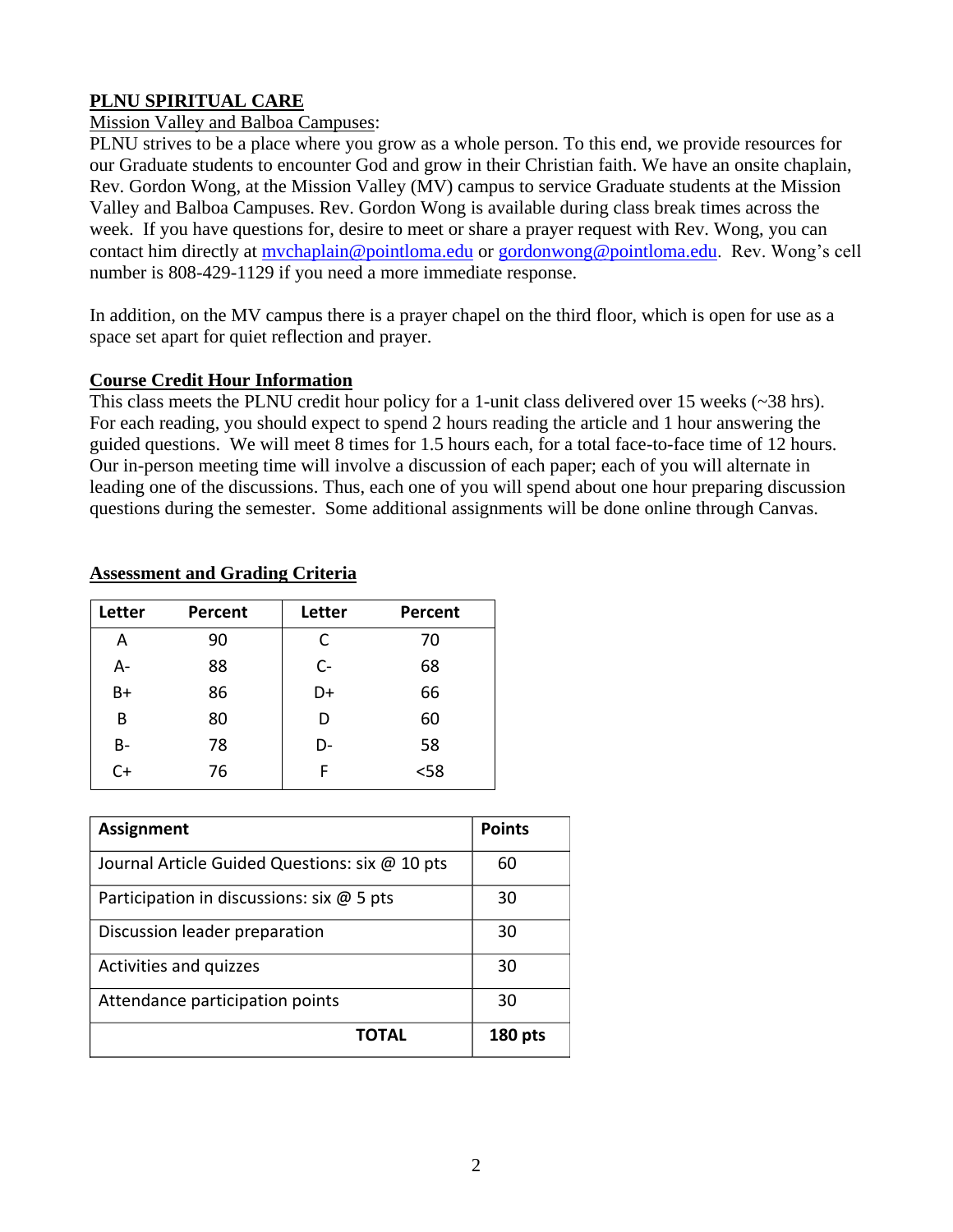## **PLNU SPIRITUAL CARE**

Mission Valley and Balboa Campuses:

PLNU strives to be a place where you grow as a whole person. To this end, we provide resources for our Graduate students to encounter God and grow in their Christian faith. We have an onsite chaplain, Rev. Gordon Wong, at the Mission Valley (MV) campus to service Graduate students at the Mission Valley and Balboa Campuses. Rev. Gordon Wong is available during class break times across the week. If you have questions for, desire to meet or share a prayer request with Rev. Wong, you can contact him directly at mvchaplain@pointloma.edu or gordonwong@pointloma.edu. Rev. Wong's cell number is 808-429-1129 if you need a more immediate response.

In addition, on the MV campus there is a prayer chapel on the third floor, which is open for use as a space set apart for quiet reflection and prayer.

## **Course Credit Hour Information**

This class meets the PLNU credit hour policy for a 1-unit class delivered over 15 weeks (~38 hrs). For each reading, you should expect to spend 2 hours reading the article and 1 hour answering the guided questions. We will meet 8 times for 1.5 hours each, for a total face-to-face time of 12 hours. Our in-person meeting time will involve a discussion of each paper; each of you will alternate in leading one of the discussions. Thus, each one of you will spend about one hour preparing discussion questions during the semester. Some additional assignments will be done online through Canvas.

## **Assessment and Grading Criteria**

| Letter | Percent | Letter | Percent |
|---|---|---|---|
| A | 90 | C | 70 |
| A- | 88 | C- | 68 |
| B+ | 86 | D+ | 66 |
| B | 80 | D | 60 |
| B- | 78 | D- | 58 |
| C+ | 76 | F | <58 |

| Assignment | Points |
|---|---|
| Journal Article Guided Questions: six @ 10 pts | 60 |
| Participation in discussions: six @ 5 pts | 30 |
| Discussion leader preparation | 30 |
| Activities and quizzes | 30 |
| Attendance participation points | 30 |
| **TOTAL** | **180 pts** |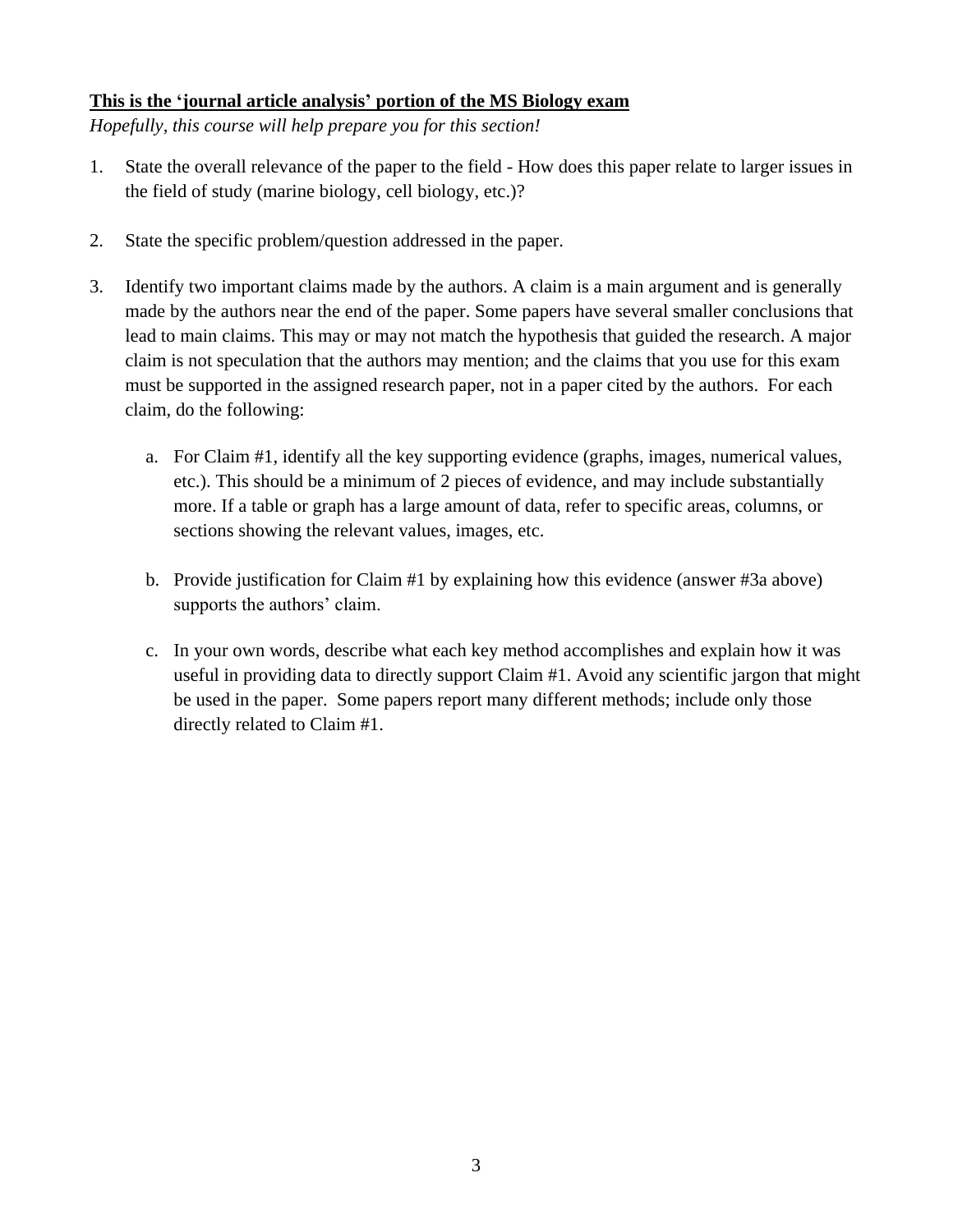**<u>This is the 'journal article analysis' portion of the MS Biology exam</u>**

*Hopefully, this course will help prepare you for this section!*

1. State the overall relevance of the paper to the field - How does this paper relate to larger issues in the field of study (marine biology, cell biology, etc.)?

2. State the specific problem/question addressed in the paper.

3. Identify two important claims made by the authors. A claim is a main argument and is generally made by the authors near the end of the paper. Some papers have several smaller conclusions that lead to main claims. This may or may not match the hypothesis that guided the research. A major claim is not speculation that the authors may mention; and the claims that you use for this exam must be supported in the assigned research paper, not in a paper cited by the authors. For each claim, do the following:

    a. For Claim #1, identify all the key supporting evidence (graphs, images, numerical values, etc.). This should be a minimum of 2 pieces of evidence, and may include substantially more. If a table or graph has a large amount of data, refer to specific areas, columns, or sections showing the relevant values, images, etc.

    b. Provide justification for Claim #1 by explaining how this evidence (answer #3a above) supports the authors' claim.

    c. In your own words, describe what each key method accomplishes and explain how it was useful in providing data to directly support Claim #1. Avoid any scientific jargon that might be used in the paper. Some papers report many different methods; include only those directly related to Claim #1.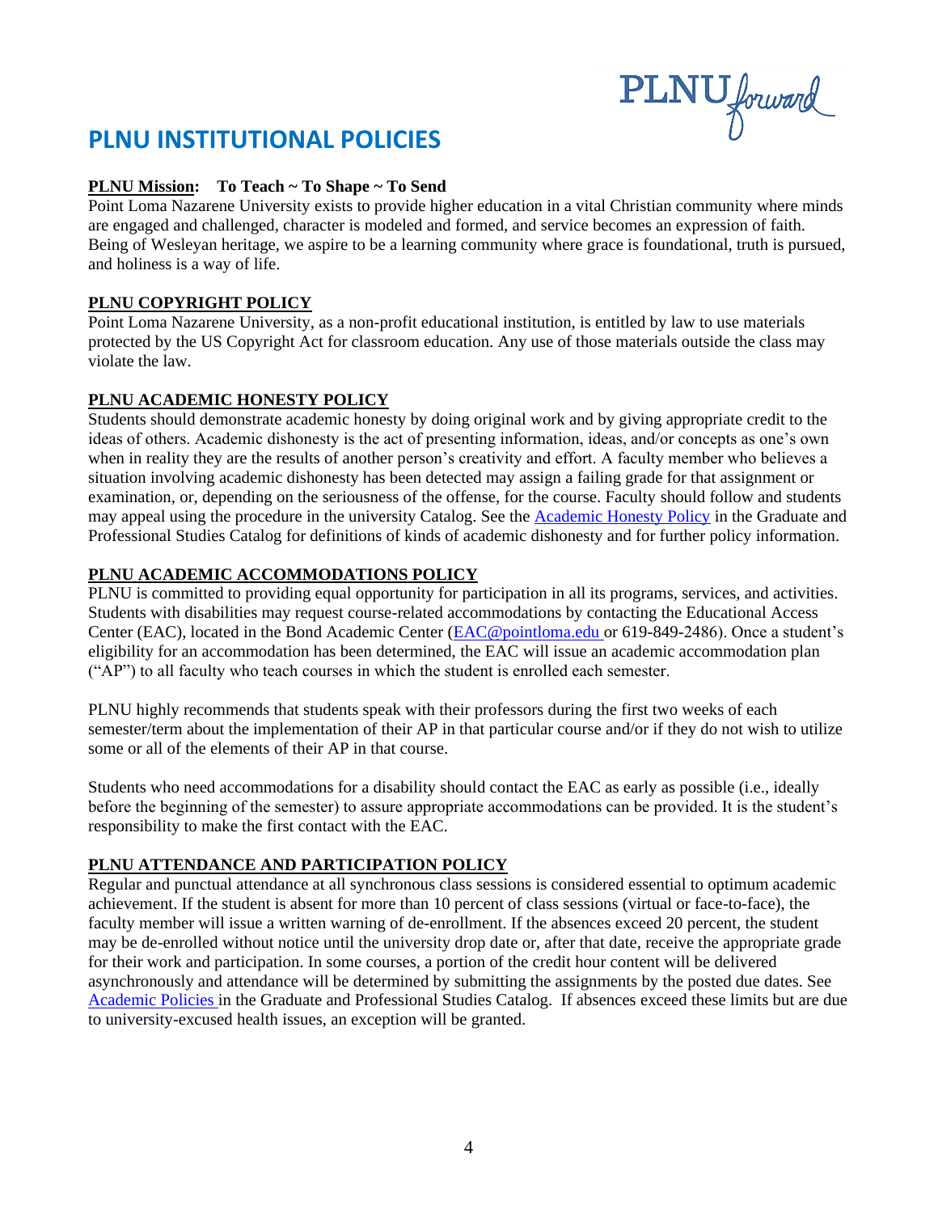# PLNU INSTITUTIONAL POLICIES

**PLNU Mission: To Teach ~ To Shape ~ To Send**

Point Loma Nazarene University exists to provide higher education in a vital Christian community where minds are engaged and challenged, character is modeled and formed, and service becomes an expression of faith. Being of Wesleyan heritage, we aspire to be a learning community where grace is foundational, truth is pursued, and holiness is a way of life.

**PLNU COPYRIGHT POLICY**

Point Loma Nazarene University, as a non-profit educational institution, is entitled by law to use materials protected by the US Copyright Act for classroom education. Any use of those materials outside the class may violate the law.

**PLNU ACADEMIC HONESTY POLICY**

Students should demonstrate academic honesty by doing original work and by giving appropriate credit to the ideas of others. Academic dishonesty is the act of presenting information, ideas, and/or concepts as one's own when in reality they are the results of another person's creativity and effort. A faculty member who believes a situation involving academic dishonesty has been detected may assign a failing grade for that assignment or examination, or, depending on the seriousness of the offense, for the course. Faculty should follow and students may appeal using the procedure in the university Catalog. See the Academic Honesty Policy in the Graduate and Professional Studies Catalog for definitions of kinds of academic dishonesty and for further policy information.

**PLNU ACADEMIC ACCOMMODATIONS POLICY**

PLNU is committed to providing equal opportunity for participation in all its programs, services, and activities. Students with disabilities may request course-related accommodations by contacting the Educational Access Center (EAC), located in the Bond Academic Center (EAC@pointloma.edu or 619-849-2486). Once a student's eligibility for an accommodation has been determined, the EAC will issue an academic accommodation plan ("AP") to all faculty who teach courses in which the student is enrolled each semester.

PLNU highly recommends that students speak with their professors during the first two weeks of each semester/term about the implementation of their AP in that particular course and/or if they do not wish to utilize some or all of the elements of their AP in that course.

Students who need accommodations for a disability should contact the EAC as early as possible (i.e., ideally before the beginning of the semester) to assure appropriate accommodations can be provided. It is the student's responsibility to make the first contact with the EAC.

**PLNU ATTENDANCE AND PARTICIPATION POLICY**

Regular and punctual attendance at all synchronous class sessions is considered essential to optimum academic achievement. If the student is absent for more than 10 percent of class sessions (virtual or face-to-face), the faculty member will issue a written warning of de-enrollment. If the absences exceed 20 percent, the student may be de-enrolled without notice until the university drop date or, after that date, receive the appropriate grade for their work and participation. In some courses, a portion of the credit hour content will be delivered asynchronously and attendance will be determined by submitting the assignments by the posted due dates. See Academic Policies in the Graduate and Professional Studies Catalog. If absences exceed these limits but are due to university-excused health issues, an exception will be granted.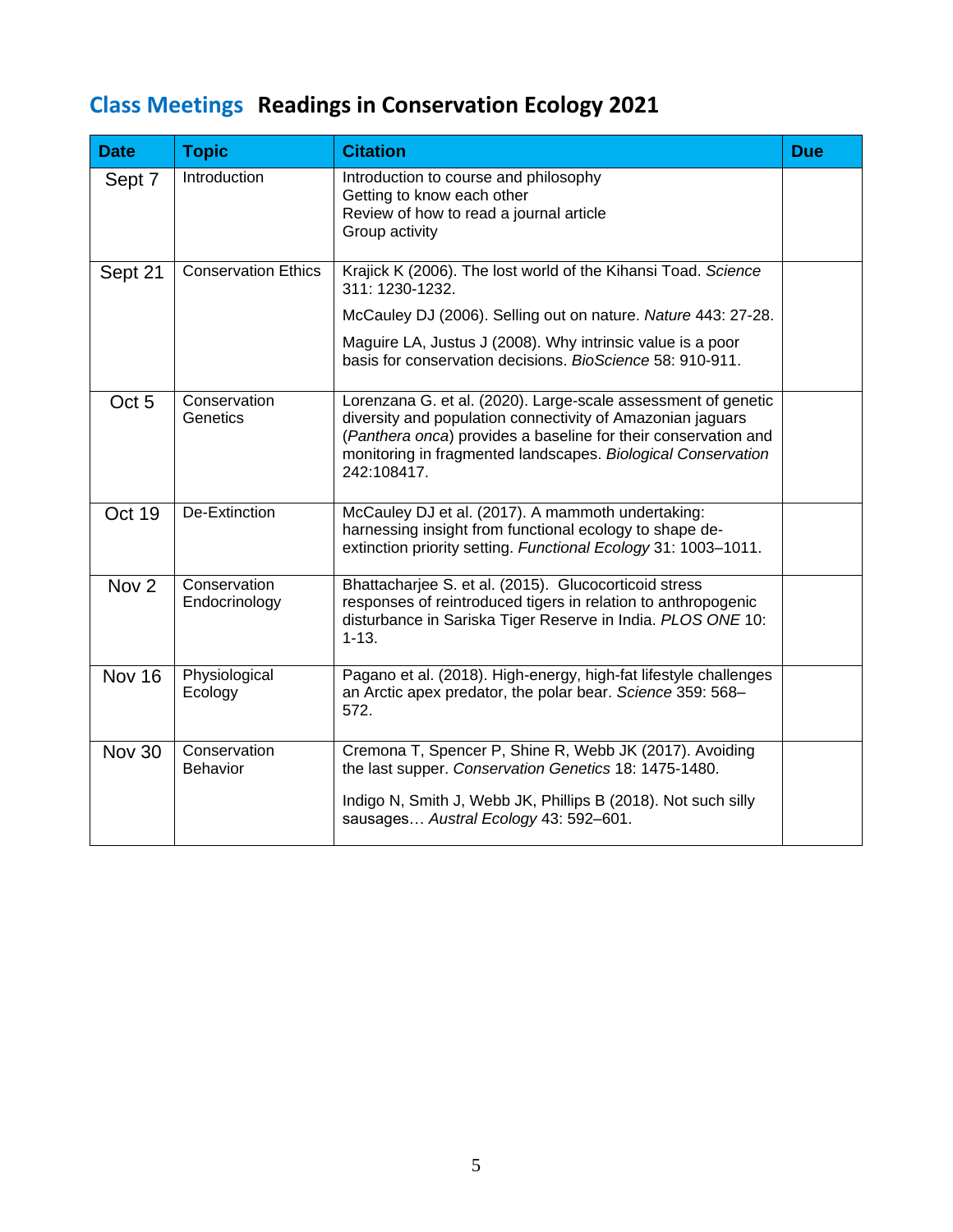# Class Meetings Readings in Conservation Ecology 2021

| Date | Topic | Citation | Due |
|---|---|---|---|
| Sept 7 | Introduction | Introduction to course and philosophy<br>Getting to know each other<br>Review of how to read a journal article<br>Group activity | |
| Sept 21 | Conservation Ethics | Krajick K (2006). The lost world of the Kihansi Toad. *Science* 311: 1230-1232.<br>McCauley DJ (2006). Selling out on nature. *Nature* 443: 27-28.<br>Maguire LA, Justus J (2008). Why intrinsic value is a poor basis for conservation decisions. *BioScience* 58: 910-911. | |
| Oct 5 | Conservation Genetics | Lorenzana G. et al. (2020). Large-scale assessment of genetic diversity and population connectivity of Amazonian jaguars (*Panthera onca*) provides a baseline for their conservation and monitoring in fragmented landscapes. *Biological Conservation* 242:108417. | |
| Oct 19 | De-Extinction | McCauley DJ et al. (2017). A mammoth undertaking: harnessing insight from functional ecology to shape de-extinction priority setting. *Functional Ecology* 31: 1003–1011. | |
| Nov 2 | Conservation Endocrinology | Bhattacharjee S. et al. (2015). Glucocorticoid stress responses of reintroduced tigers in relation to anthropogenic disturbance in Sariska Tiger Reserve in India. *PLOS ONE* 10: 1-13. | |
| Nov 16 | Physiological Ecology | Pagano et al. (2018). High-energy, high-fat lifestyle challenges an Arctic apex predator, the polar bear. *Science* 359: 568–572. | |
| Nov 30 | Conservation Behavior | Cremona T, Spencer P, Shine R, Webb JK (2017). Avoiding the last supper. *Conservation Genetics* 18: 1475-1480.<br>Indigo N, Smith J, Webb JK, Phillips B (2018). Not such silly sausages… *Austral Ecology* 43: 592–601. | |